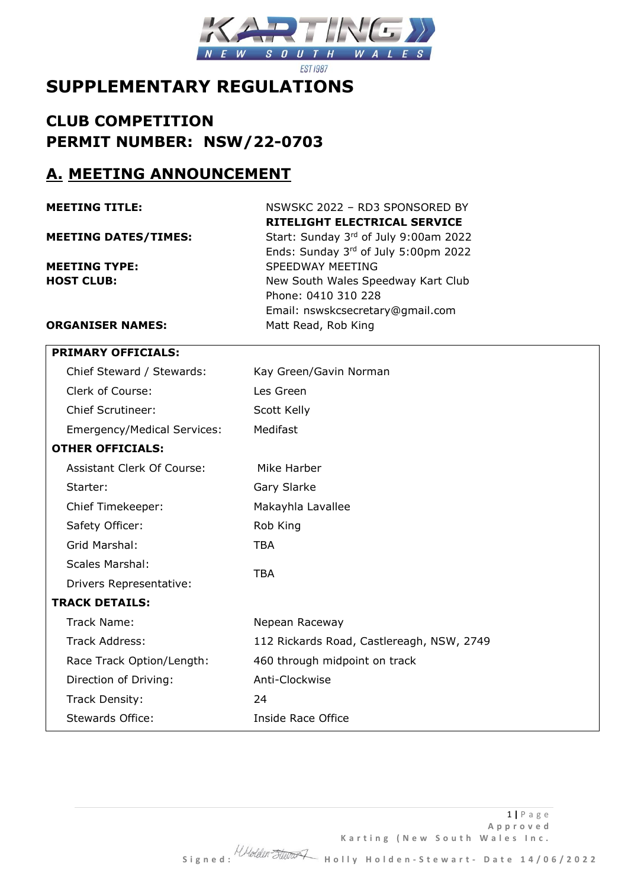# SUPPLEMENTARY REGULATIONS

## CLUB COMPETITION
## PERMIT NUMBER: NSW/22-0703

## A. MEETING ANNOUNCEMENT

| | |
|---|---|
| **MEETING TITLE:** | NSWSKC 2022 – RD3 SPONSORED BY **RITELIGHT ELECTRICAL SERVICE** |
| **MEETING DATES/TIMES:** | Start: Sunday 3rd of July 9:00am 2022<br>Ends: Sunday 3rd of July 5:00pm 2022 |
| **MEETING TYPE:** | SPEEDWAY MEETING |
| **HOST CLUB:** | New South Wales Speedway Kart Club<br>Phone: 0410 310 228<br>Email: nswskcsecretary@gmail.com |
| **ORGANISER NAMES:** | Matt Read, Rob King |

| **PRIMARY OFFICIALS:** | |
|---|---|
| Chief Steward / Stewards: | Kay Green/Gavin Norman |
| Clerk of Course: | Les Green |
| Chief Scrutineer: | Scott Kelly |
| Emergency/Medical Services: | Medifast |
| **OTHER OFFICIALS:** | |
| Assistant Clerk Of Course: | Mike Harber |
| Starter: | Gary Slarke |
| Chief Timekeeper: | Makayhla Lavallee |
| Safety Officer: | Rob King |
| Grid Marshal: | TBA |
| Scales Marshal:<br>Drivers Representative: | TBA |
| **TRACK DETAILS:** | |
| Track Name: | Nepean Raceway |
| Track Address: | 112 Rickards Road, Castlereagh, NSW, 2749 |
| Race Track Option/Length: | 460 through midpoint on track |
| Direction of Driving: | Anti-Clockwise |
| Track Density: | 24 |
| Stewards Office: | Inside Race Office |

Approved Karting (New South Wales Inc.
Signed: Holly Holden-Stewart- Date 14/06/2022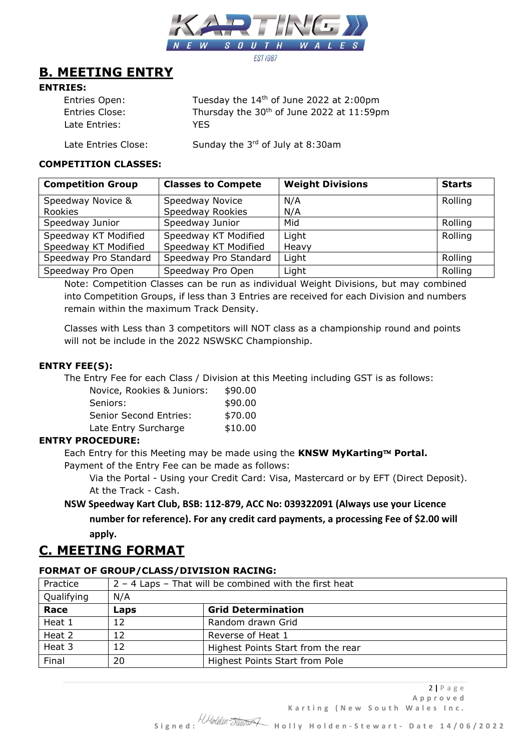## B. MEETING ENTRY

**ENTRIES:**

| | |
|---|---|
| Entries Open: | Tuesday the 14th of June 2022 at 2:00pm |
| Entries Close: | Thursday the 30th of June 2022 at 11:59pm |
| Late Entries: | YES |
| Late Entries Close: | Sunday the 3rd of July at 8:30am |

**COMPETITION CLASSES:**

| Competition Group | Classes to Compete | Weight Divisions | Starts |
|---|---|---|---|
| Speedway Novice & Rookies | Speedway Novice<br>Speedway Rookies | N/A<br>N/A | Rolling |
| Speedway Junior | Speedway Junior | Mid | Rolling |
| Speedway KT Modified<br>Speedway KT Modified | Speedway KT Modified<br>Speedway KT Modified | Light<br>Heavy | Rolling |
| Speedway Pro Standard | Speedway Pro Standard | Light | Rolling |
| Speedway Pro Open | Speedway Pro Open | Light | Rolling |

Note: Competition Classes can be run as individual Weight Divisions, but may combined into Competition Groups, if less than 3 Entries are received for each Division and numbers remain within the maximum Track Density.

Classes with Less than 3 competitors will NOT class as a championship round and points will not be include in the 2022 NSWSKC Championship.

**ENTRY FEE(S):**

The Entry Fee for each Class / Division at this Meeting including GST is as follows:

| | |
|---|---|
| Novice, Rookies & Juniors: | $90.00 |
| Seniors: | $90.00 |
| Senior Second Entries: | $70.00 |
| Late Entry Surcharge | $10.00 |

**ENTRY PROCEDURE:**

Each Entry for this Meeting may be made using the **KNSW MyKarting™ Portal.**

Payment of the Entry Fee can be made as follows:

Via the Portal - Using your Credit Card: Visa, Mastercard or by EFT (Direct Deposit).
At the Track - Cash.

**NSW Speedway Kart Club, BSB: 112-879, ACC No: 039322091 (Always use your Licence number for reference). For any credit card payments, a processing Fee of $2.00 will apply.**

## C. MEETING FORMAT

**FORMAT OF GROUP/CLASS/DIVISION RACING:**

| Practice | 2 – 4 Laps – That will be combined with the first heat | |
|---|---|---|
| Qualifying | N/A | |
| **Race** | **Laps** | **Grid Determination** |
| Heat 1 | 12 | Random drawn Grid |
| Heat 2 | 12 | Reverse of Heat 1 |
| Heat 3 | 12 | Highest Points Start from the rear |
| Final | 20 | Highest Points Start from Pole |

Approved Karting (New South Wales Inc.

Signed: Holly Holden-Stewart - Date 14/06/2022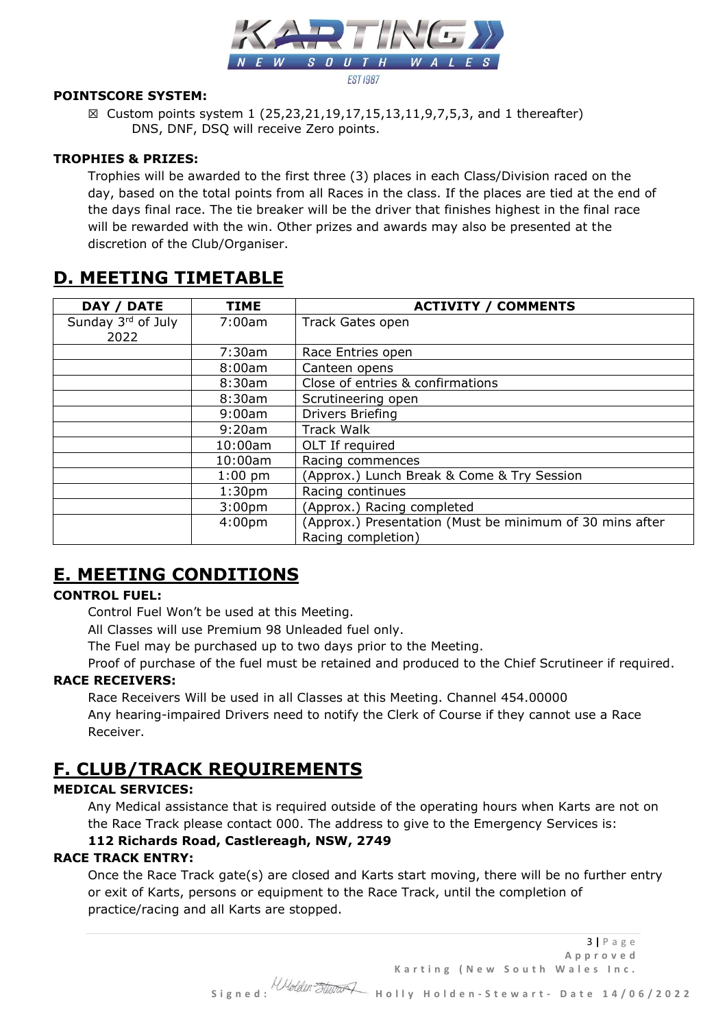**POINTSCORE SYSTEM:**

☒ Custom points system 1 (25,23,21,19,17,15,13,11,9,7,5,3, and 1 thereafter)
DNS, DNF, DSQ will receive Zero points.

**TROPHIES & PRIZES:**

Trophies will be awarded to the first three (3) places in each Class/Division raced on the day, based on the total points from all Races in the class. If the places are tied at the end of the days final race. The tie breaker will be the driver that finishes highest in the final race will be rewarded with the win. Other prizes and awards may also be presented at the discretion of the Club/Organiser.

# D. MEETING TIMETABLE

| DAY / DATE | TIME | ACTIVITY / COMMENTS |
|---|---|---|
| Sunday 3rd of July 2022 | 7:00am | Track Gates open |
| | 7:30am | Race Entries open |
| | 8:00am | Canteen opens |
| | 8:30am | Close of entries & confirmations |
| | 8:30am | Scrutineering open |
| | 9:00am | Drivers Briefing |
| | 9:20am | Track Walk |
| | 10:00am | OLT If required |
| | 10:00am | Racing commences |
| | 1:00 pm | (Approx.) Lunch Break & Come & Try Session |
| | 1:30pm | Racing continues |
| | 3:00pm | (Approx.) Racing completed |
| | 4:00pm | (Approx.) Presentation (Must be minimum of 30 mins after Racing completion) |

# E. MEETING CONDITIONS

**CONTROL FUEL:**

Control Fuel Won't be used at this Meeting.

All Classes will use Premium 98 Unleaded fuel only.

The Fuel may be purchased up to two days prior to the Meeting.

Proof of purchase of the fuel must be retained and produced to the Chief Scrutineer if required.

**RACE RECEIVERS:**

Race Receivers Will be used in all Classes at this Meeting. Channel 454.00000

Any hearing-impaired Drivers need to notify the Clerk of Course if they cannot use a Race Receiver.

# F. CLUB/TRACK REQUIREMENTS

**MEDICAL SERVICES:**

Any Medical assistance that is required outside of the operating hours when Karts are not on the Race Track please contact 000. The address to give to the Emergency Services is:

**112 Richards Road, Castlereagh, NSW, 2749**

**RACE TRACK ENTRY:**

Once the Race Track gate(s) are closed and Karts start moving, there will be no further entry or exit of Karts, persons or equipment to the Race Track, until the completion of practice/racing and all Karts are stopped.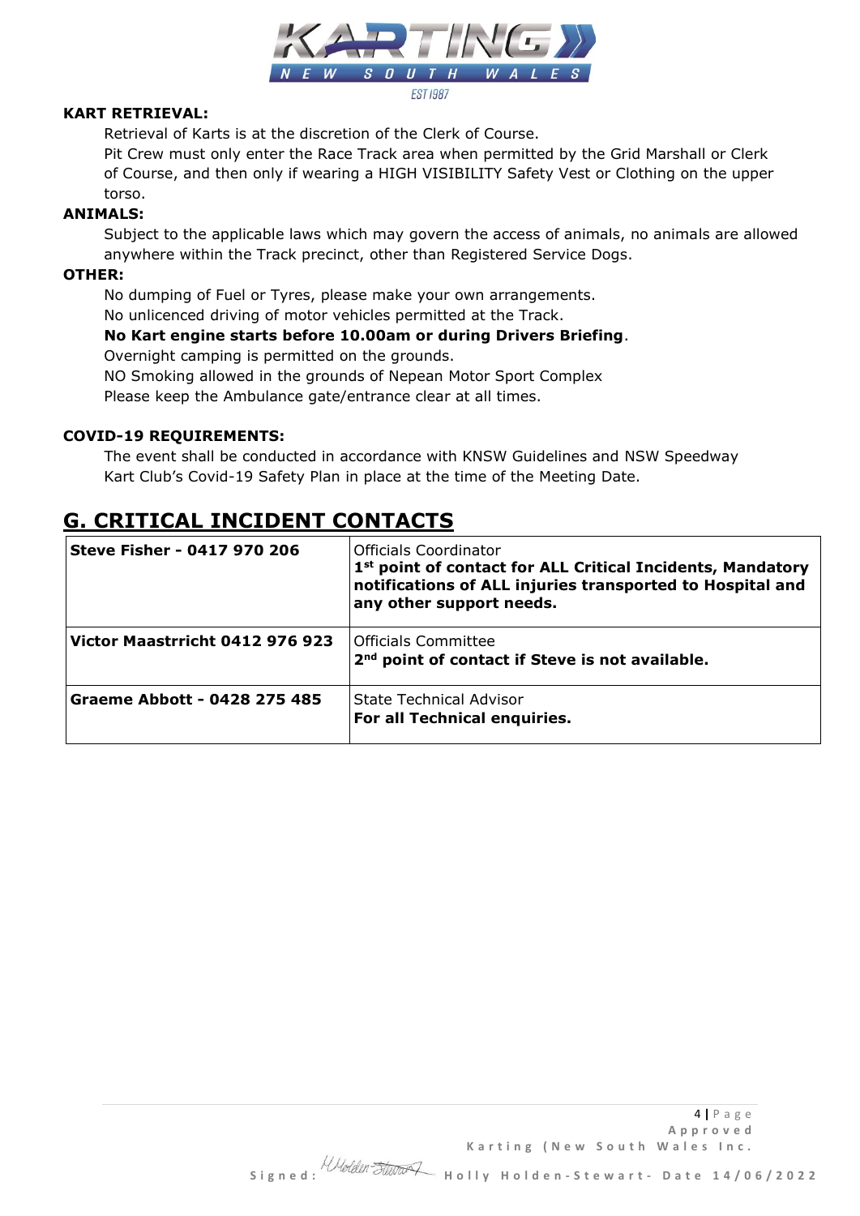**KART RETRIEVAL:**

Retrieval of Karts is at the discretion of the Clerk of Course.

Pit Crew must only enter the Race Track area when permitted by the Grid Marshall or Clerk of Course, and then only if wearing a HIGH VISIBILITY Safety Vest or Clothing on the upper torso.

**ANIMALS:**

Subject to the applicable laws which may govern the access of animals, no animals are allowed anywhere within the Track precinct, other than Registered Service Dogs.

**OTHER:**

No dumping of Fuel or Tyres, please make your own arrangements.

No unlicenced driving of motor vehicles permitted at the Track.

**No Kart engine starts before 10.00am or during Drivers Briefing**.

Overnight camping is permitted on the grounds.

NO Smoking allowed in the grounds of Nepean Motor Sport Complex

Please keep the Ambulance gate/entrance clear at all times.

**COVID-19 REQUIREMENTS:**

The event shall be conducted in accordance with KNSW Guidelines and NSW Speedway Kart Club's Covid-19 Safety Plan in place at the time of the Meeting Date.

## G. CRITICAL INCIDENT CONTACTS

| | |
|---|---|
| **Steve Fisher - 0417 970 206** | Officials Coordinator **1st point of contact for ALL Critical Incidents, Mandatory notifications of ALL injuries transported to Hospital and any other support needs.** |
| **Victor Maastrricht 0412 976 923** | Officials Committee **2nd point of contact if Steve is not available.** |
| **Graeme Abbott - 0428 275 485** | State Technical Advisor **For all Technical enquiries.** |

Approved Karting (New South Wales Inc.

Signed: H Holden-Stewart Holly Holden-Stewart - Date 14/06/2022